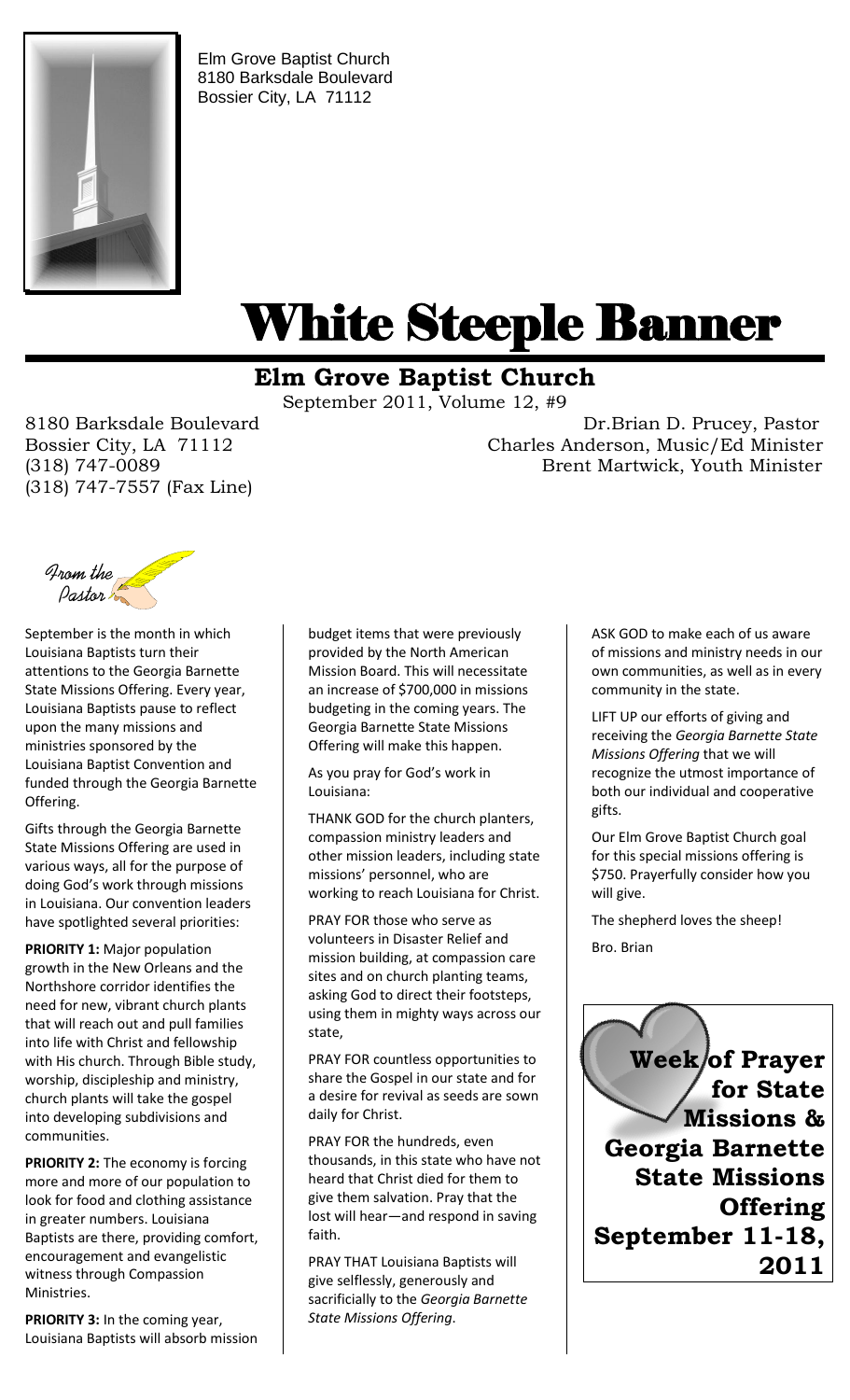Elm Grove Baptist Church
8180 Barksdale Boulevard
Bossier City, LA 71112

# White Steeple Banner

## Elm Grove Baptist Church

September 2011, Volume 12, #9

8180 Barksdale Boulevard
Bossier City, LA 71112
(318) 747-0089
(318) 747-7557 (Fax Line)

Dr.Brian D. Prucey, Pastor
Charles Anderson, Music/Ed Minister
Brent Martwick, Youth Minister

### From the Pastor

September is the month in which Louisiana Baptists turn their attentions to the Georgia Barnette State Missions Offering. Every year, Louisiana Baptists pause to reflect upon the many missions and ministries sponsored by the Louisiana Baptist Convention and funded through the Georgia Barnette Offering.

Gifts through the Georgia Barnette State Missions Offering are used in various ways, all for the purpose of doing God's work through missions in Louisiana. Our convention leaders have spotlighted several priorities:

**PRIORITY 1:** Major population growth in the New Orleans and the Northshore corridor identifies the need for new, vibrant church plants that will reach out and pull families into life with Christ and fellowship with His church. Through Bible study, worship, discipleship and ministry, church plants will take the gospel into developing subdivisions and communities.

**PRIORITY 2:** The economy is forcing more and more of our population to look for food and clothing assistance in greater numbers. Louisiana Baptists are there, providing comfort, encouragement and evangelistic witness through Compassion Ministries.

**PRIORITY 3:** In the coming year, Louisiana Baptists will absorb mission budget items that were previously provided by the North American Mission Board. This will necessitate an increase of $700,000 in missions budgeting in the coming years. The Georgia Barnette State Missions Offering will make this happen.

As you pray for God's work in Louisiana:

THANK GOD for the church planters, compassion ministry leaders and other mission leaders, including state missions' personnel, who are working to reach Louisiana for Christ.

PRAY FOR those who serve as volunteers in Disaster Relief and mission building, at compassion care sites and on church planting teams, asking God to direct their footsteps, using them in mighty ways across our state,

PRAY FOR countless opportunities to share the Gospel in our state and for a desire for revival as seeds are sown daily for Christ.

PRAY FOR the hundreds, even thousands, in this state who have not heard that Christ died for them to give them salvation. Pray that the lost will hear—and respond in saving faith.

PRAY THAT Louisiana Baptists will give selflessly, generously and sacrificially to the *Georgia Barnette State Missions Offering*.

ASK GOD to make each of us aware of missions and ministry needs in our own communities, as well as in every community in the state.

LIFT UP our efforts of giving and receiving the *Georgia Barnette State Missions Offering* that we will recognize the utmost importance of both our individual and cooperative gifts.

Our Elm Grove Baptist Church goal for this special missions offering is $750. Prayerfully consider how you will give.

The shepherd loves the sheep!

Bro. Brian

**Week of Prayer for State Missions & Georgia Barnette State Missions Offering September 11-18, 2011**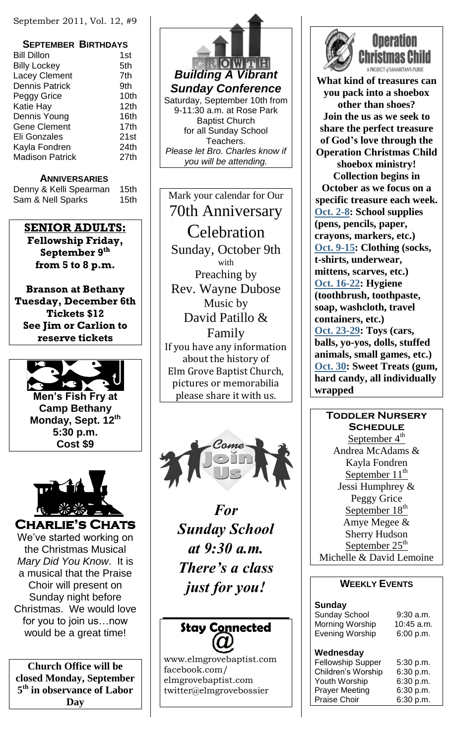September 2011, Vol. 12, #9

### SEPTEMBER BIRTHDAYS

| | |
|---|---|
| Bill Dillon | 1st |
| Billy Lockey | 5th |
| Lacey Clement | 7th |
| Dennis Patrick | 9th |
| Peggy Grice | 10th |
| Katie Hay | 12th |
| Dennis Young | 16th |
| Gene Clement | 17th |
| Eli Gonzales | 21st |
| Kayla Fondren | 24th |
| Madison Patrick | 27th |

### ANNIVERSARIES

| | |
|---|---|
| Denny & Kelli Spearman | 15th |
| Sam & Nell Sparks | 15th |

**SENIOR ADULTS:**

**Fellowship Friday, September 9th from 5 to 8 p.m.**

**Branson at Bethany Tuesday, December 6th Tickets $12 See Jim or Carlion to reserve tickets**

**Men's Fish Fry at Camp Bethany Monday, Sept. 12th 5:30 p.m. Cost $9**

### CHARLIE'S CHATS

We've started working on the Christmas Musical *Mary Did You Know*. It is a musical that the Praise Choir will present on Sunday night before Christmas. We would love for you to join us…now would be a great time!

**Church Office will be closed Monday, September 5th in observance of Labor Day**

GROWTH

***Building A Vibrant Sunday Conference***

Saturday, September 10th from 9-11:30 a.m. at Rose Park Baptist Church for all Sunday School Teachers.

*Please let Bro. Charles know if you will be attending.*

Mark your calendar for Our

70th Anniversary Celebration

Sunday, October 9th with Preaching by Rev. Wayne Dubose Music by David Patillo & Family

If you have any information about the history of Elm Grove Baptist Church, pictures or memorabilia please share it with us.

Come Join Us

***For Sunday School at 9:30 a.m. There's a class just for you!***

**Stay Connected @**

www.elmgrovebaptist.com
facebook.com/elmgrovebaptist.com
twitter@elmgrovebossier

**Operation Christmas Child**
A PROJECT of SAMARITAN'S PURSE

**What kind of treasures can you pack into a shoebox other than shoes? Join the us as we seek to share the perfect treasure of God's love through the Operation Christmas Child shoebox ministry! Collection begins in October as we focus on a specific treasure each week.**

**Oct. 2-8: School supplies (pens, pencils, paper, crayons, markers, etc.)**
**Oct. 9-15: Clothing (socks, t-shirts, underwear, mittens, scarves, etc.)**
**Oct. 16-22: Hygiene (toothbrush, toothpaste, soap, washcloth, travel containers, etc.)**
**Oct. 23-29: Toys (cars, balls, yo-yos, dolls, stuffed animals, small games, etc.)**
**Oct. 30: Sweet Treats (gum, hard candy, all individually wrapped**

### TODDLER NURSERY SCHEDULE

September 4th
Andrea McAdams & Kayla Fondren

September 11th
Jessi Humphrey & Peggy Grice

September 18th
Amye Megee & Sherry Hudson

September 25th
Michelle & David Lemoine

### WEEKLY EVENTS

**Sunday**

| | |
|---|---|
| Sunday School | 9:30 a.m. |
| Morning Worship | 10:45 a.m. |
| Evening Worship | 6:00 p.m. |

**Wednesday**

| | |
|---|---|
| Fellowship Supper | 5:30 p.m. |
| Children's Worship | 6:30 p.m. |
| Youth Worship | 6:30 p.m. |
| Prayer Meeting | 6:30 p.m. |
| Praise Choir | 6:30 p.m. |